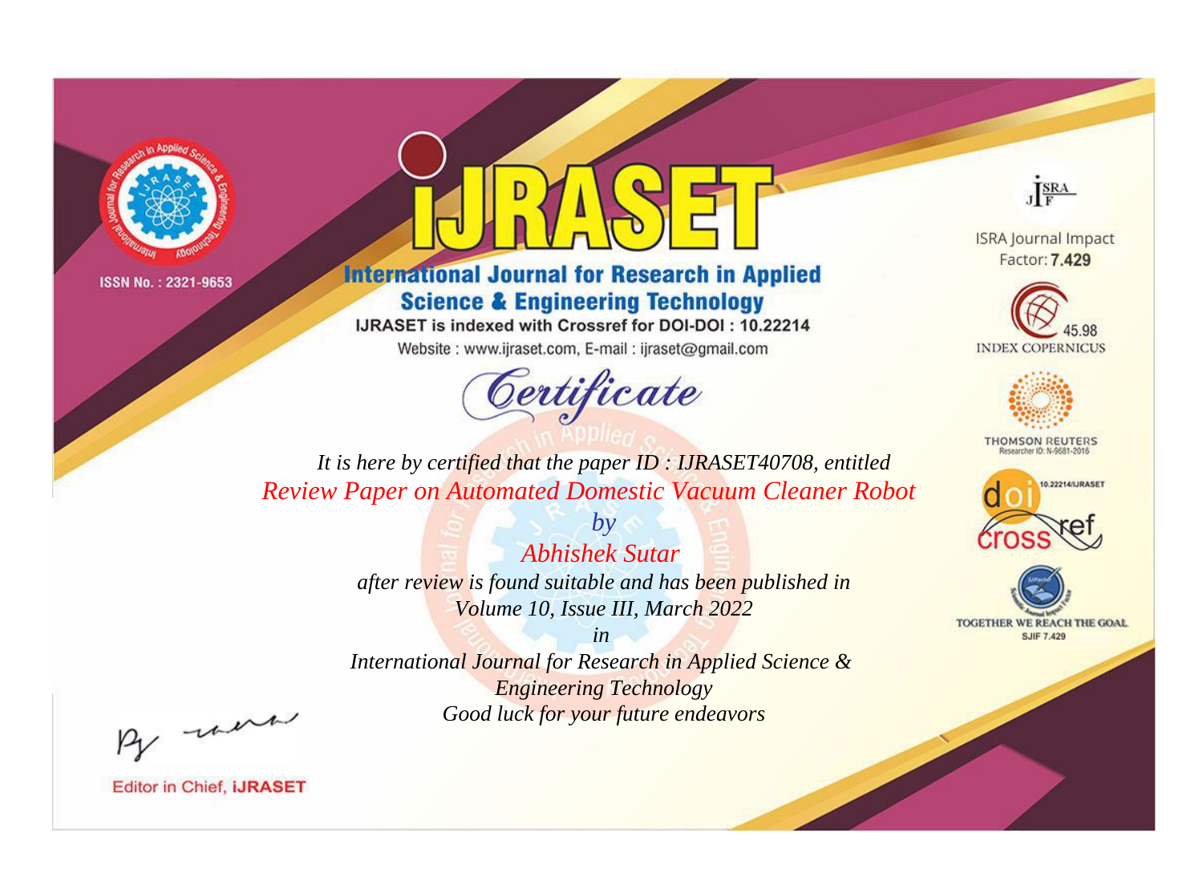ISSN No. : 2321-9653

# IJRASET

## International Journal for Research in Applied Science & Engineering Technology

IJRASET is indexed with Crossref for DOI-DOI : 10.22214

Website : www.ijraset.com, E-mail : ijraset@gmail.com

ISRA Journal Impact Factor: **7.429**

45.98 INDEX COPERNICUS

THOMSON REUTERS Researcher ID: N-9681-2016

10.22214/IJRASET

TOGETHER WE REACH THE GOAL SJIF 7.429

# *Certificate*

*It is here by certified that the paper ID : IJRASET40708, entitled*

*Review Paper on Automated Domestic Vacuum Cleaner Robot*

*by*

*Abhishek Sutar*

*after review is found suitable and has been published in*

*Volume 10, Issue III, March 2022*

*in*

*International Journal for Research in Applied Science & Engineering Technology*

*Good luck for your future endeavors*

Editor in Chief, **iJRASET**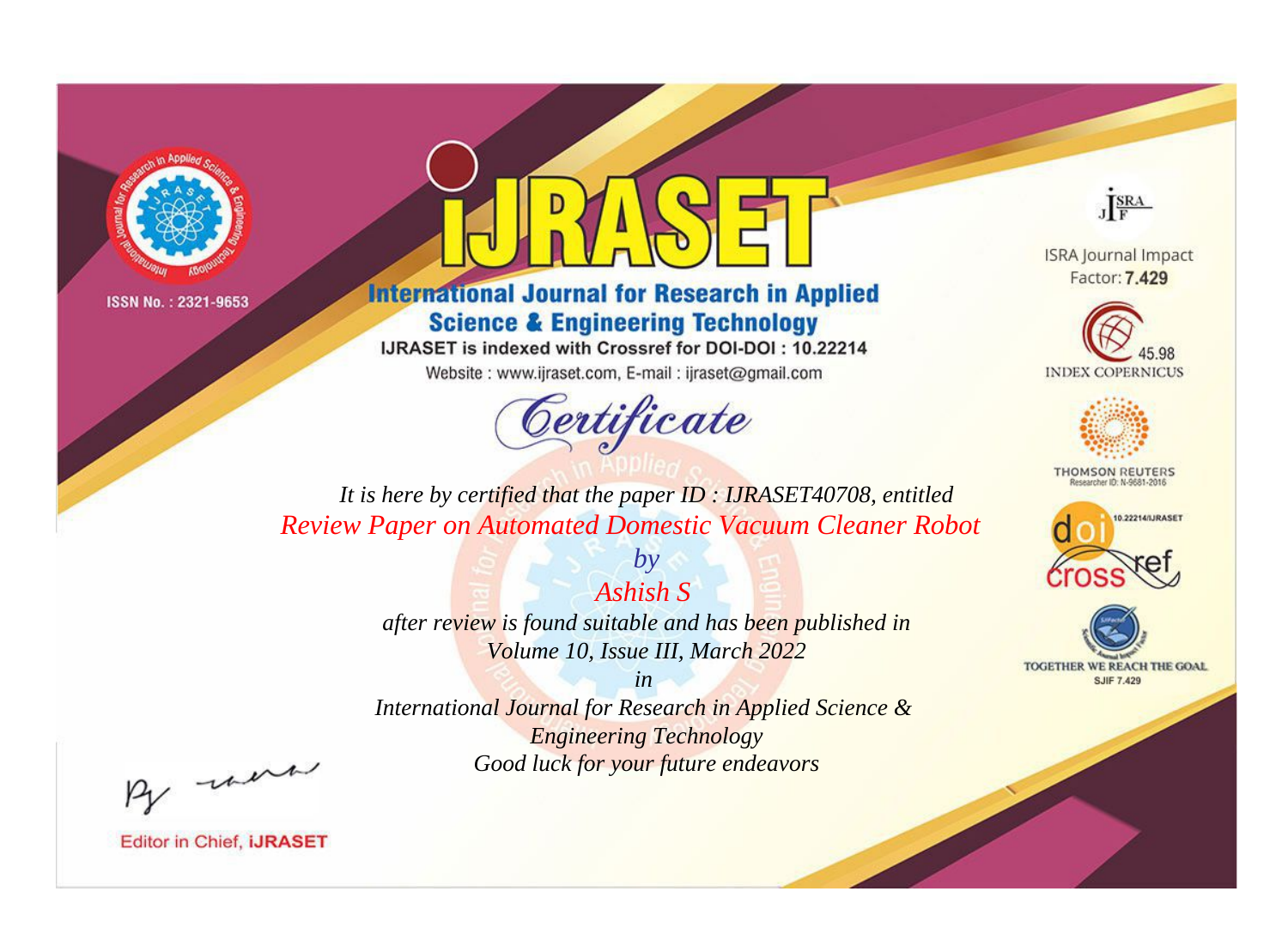ISSN No. : 2321-9653

# iJRASET

## International Journal for Research in Applied Science & Engineering Technology

IJRASET is indexed with Crossref for DOI-DOI : 10.22214

Website : www.ijraset.com, E-mail : ijraset@gmail.com

ISRA Journal Impact Factor: **7.429**

45.98 INDEX COPERNICUS

THOMSON REUTERS Researcher ID: N-9681-2016

10.22214/IJRASET

TOGETHER WE REACH THE GOAL SJIF 7.429

# *Certificate*

*It is here by certified that the paper ID : IJRASET40708, entitled*

*Review Paper on Automated Domestic Vacuum Cleaner Robot*

*by*

*Ashish S*

*after review is found suitable and has been published in*

*Volume 10, Issue III, March 2022*

*in*

*International Journal for Research in Applied Science & Engineering Technology*

*Good luck for your future endeavors*

Editor in Chief, **iJRASET**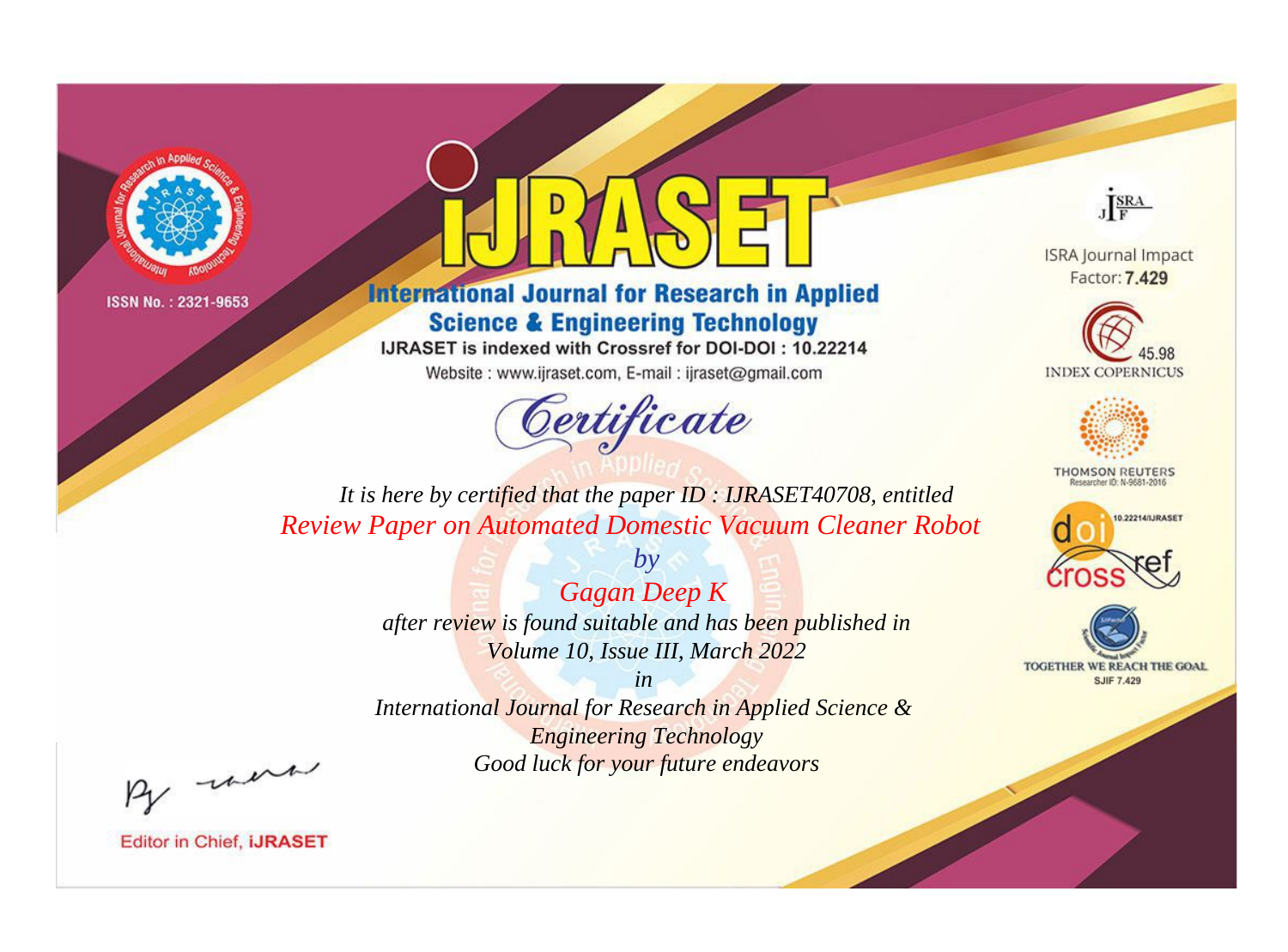ISSN No. : 2321-9653

# IJRASET

## International Journal for Research in Applied Science & Engineering Technology

IJRASET is indexed with Crossref for DOI-DOI : 10.22214

Website : www.ijraset.com, E-mail : ijraset@gmail.com

# Certificate

*It is here by certified that the paper ID : IJRASET40708, entitled*

*Review Paper on Automated Domestic Vacuum Cleaner Robot*

*by*

*Gagan Deep K*

*after review is found suitable and has been published in*

*Volume 10, Issue III, March 2022*

*in*

*International Journal for Research in Applied Science & Engineering Technology*

*Good luck for your future endeavors*

ISRA Journal Impact Factor: **7.429**

45.98 INDEX COPERNICUS

THOMSON REUTERS Researcher ID: N-9681-2016

10.22214/IJRASET

TOGETHER WE REACH THE GOAL SJIF 7.429

Editor in Chief, **iJRASET**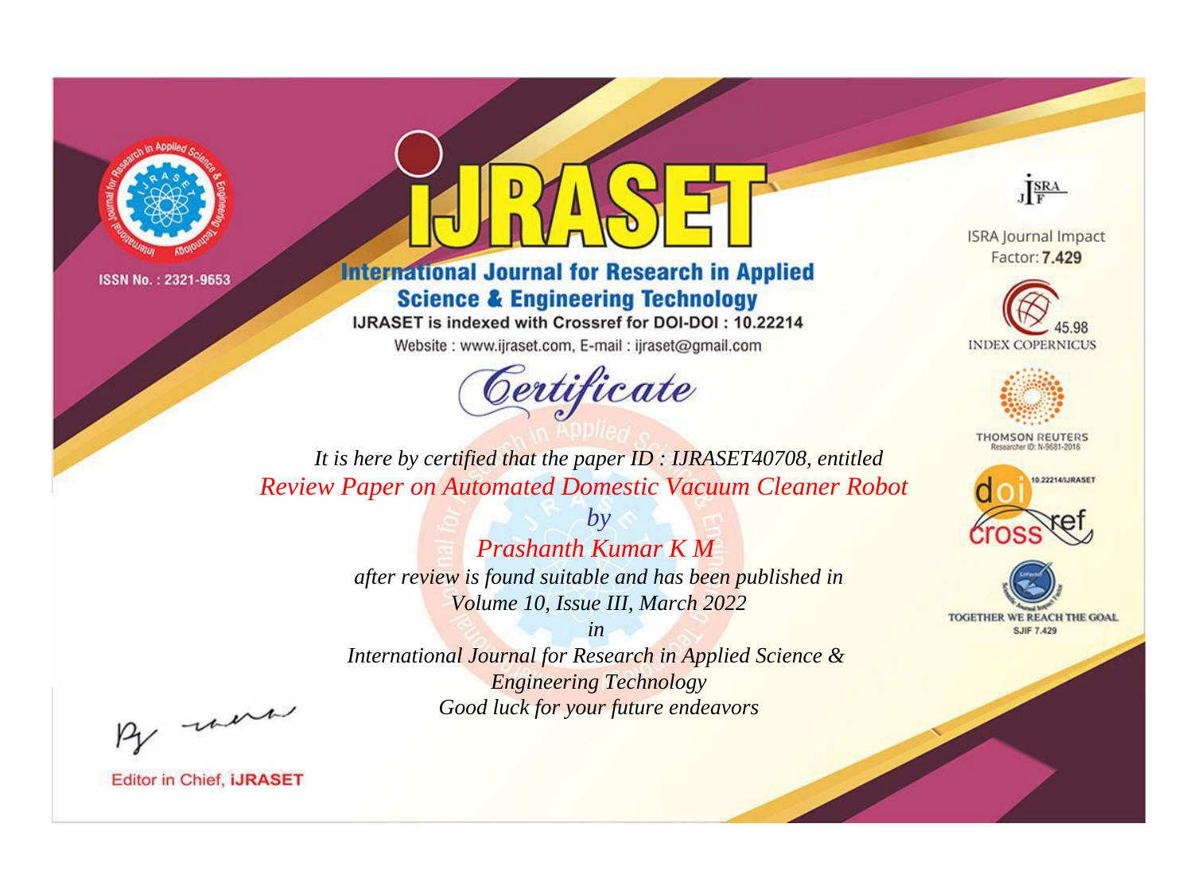ISSN No. : 2321-9653

# IJRASET

## International Journal for Research in Applied Science & Engineering Technology

IJRASET is indexed with Crossref for DOI-DOI : 10.22214

Website : www.ijraset.com, E-mail : ijraset@gmail.com

ISRA Journal Impact Factor: **7.429**

45.98 INDEX COPERNICUS

THOMSON REUTERS Researcher ID: N-9681-2016

10.22214/IJRASET

TOGETHER WE REACH THE GOAL SJIF 7.429

# *Certificate*

*It is here by certified that the paper ID : IJRASET40708, entitled*

*Review Paper on Automated Domestic Vacuum Cleaner Robot*

*by*

*Prashanth Kumar K M*

*after review is found suitable and has been published in*

*Volume 10, Issue III, March 2022*

*in*

*International Journal for Research in Applied Science & Engineering Technology*

*Good luck for your future endeavors*

Editor in Chief, **iJRASET**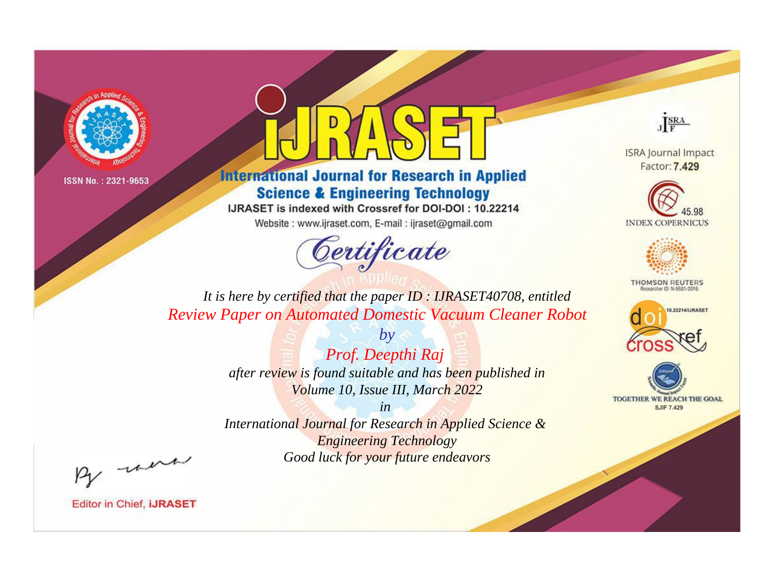ISSN No. : 2321-9653

# iJRASET

## International Journal for Research in Applied Science & Engineering Technology

IJRASET is indexed with Crossref for DOI-DOI : 10.22214

Website : www.ijraset.com, E-mail : ijraset@gmail.com

ISRA Journal Impact Factor: **7.429**

45.98 INDEX COPERNICUS

THOMSON REUTERS Researcher ID: N-9681-2016

10.22214/IJRASET

TOGETHER WE REACH THE GOAL SJIF 7.429

*Certificate*

*It is here by certified that the paper ID : IJRASET40708, entitled*

*Review Paper on Automated Domestic Vacuum Cleaner Robot*

*by*

*Prof. Deepthi Raj*

*after review is found suitable and has been published in*

*Volume 10, Issue III, March 2022*

*in*

*International Journal for Research in Applied Science & Engineering Technology*

*Good luck for your future endeavors*

Editor in Chief, **iJRASET**